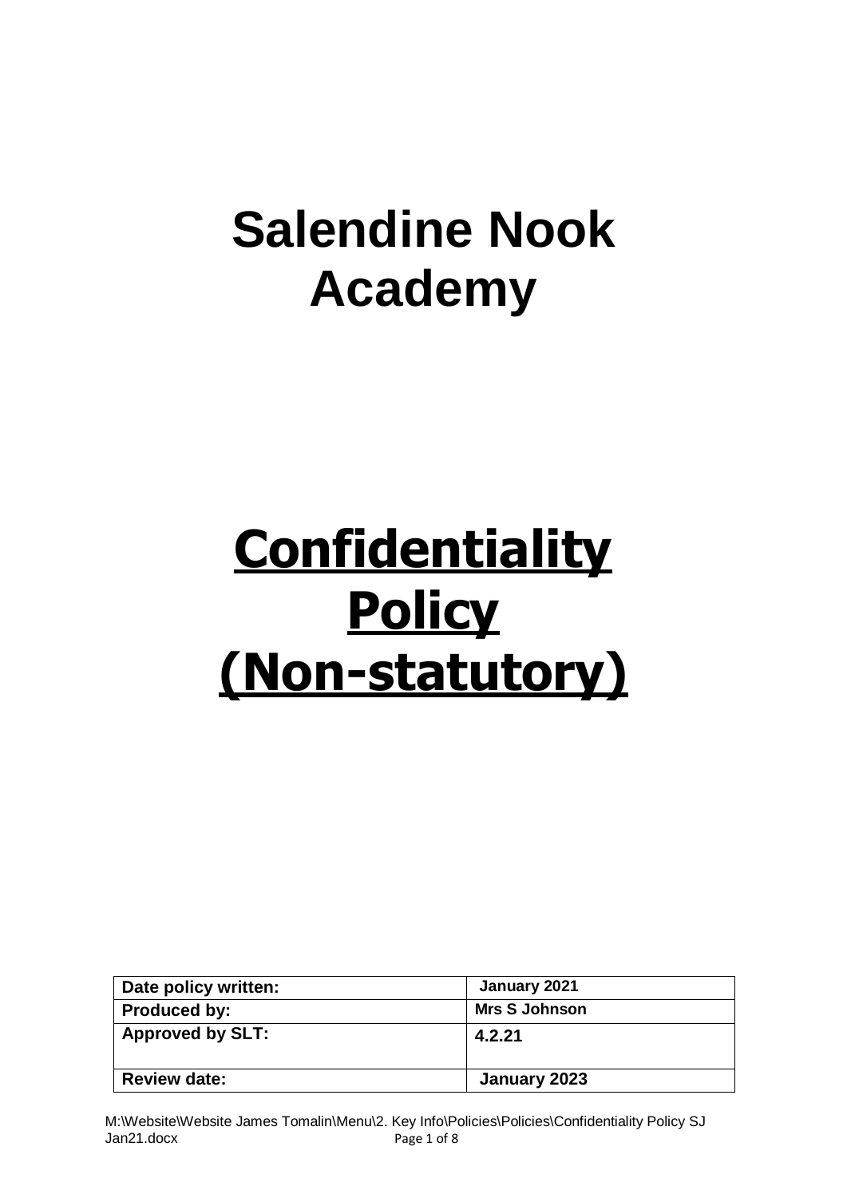# Salendine Nook Academy

# Confidentiality Policy (Non-statutory)

| Date policy written: | January 2021 |
|---|---|
| Produced by: | Mrs S Johnson |
| Approved by SLT: | 4.2.21 |
| Review date: | January 2023 |

M:\Website\Website James Tomalin\Menu\2. Key Info\Policies\Policies\Confidentiality Policy SJ Jan21.docx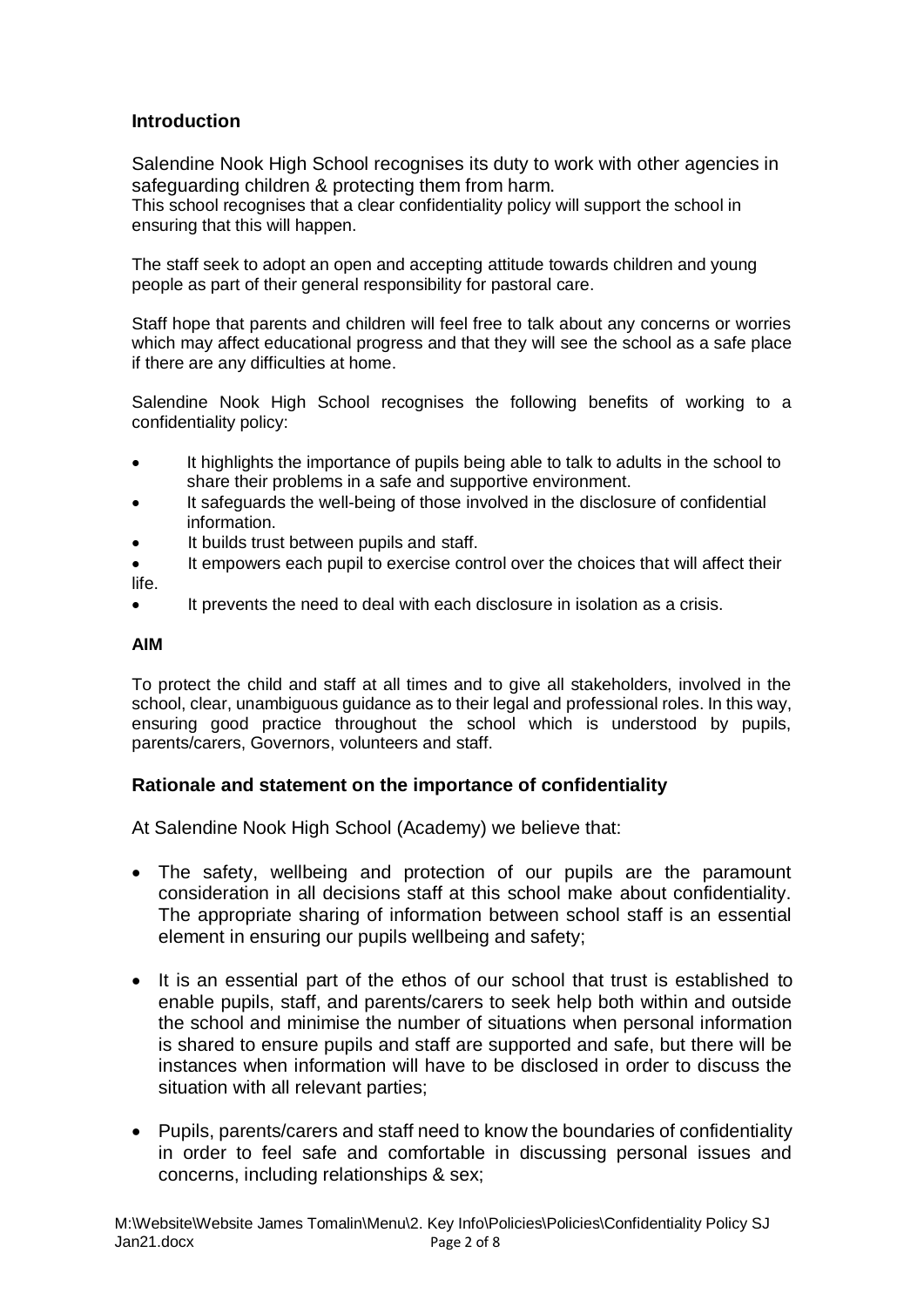## Introduction

Salendine Nook High School recognises its duty to work with other agencies in safeguarding children & protecting them from harm.
This school recognises that a clear confidentiality policy will support the school in ensuring that this will happen.

The staff seek to adopt an open and accepting attitude towards children and young people as part of their general responsibility for pastoral care.

Staff hope that parents and children will feel free to talk about any concerns or worries which may affect educational progress and that they will see the school as a safe place if there are any difficulties at home.

Salendine Nook High School recognises the following benefits of working to a confidentiality policy:

- It highlights the importance of pupils being able to talk to adults in the school to share their problems in a safe and supportive environment.
- It safeguards the well-being of those involved in the disclosure of confidential information.
- It builds trust between pupils and staff.
- It empowers each pupil to exercise control over the choices that will affect their life.
- It prevents the need to deal with each disclosure in isolation as a crisis.

**AIM**

To protect the child and staff at all times and to give all stakeholders, involved in the school, clear, unambiguous guidance as to their legal and professional roles. In this way, ensuring good practice throughout the school which is understood by pupils, parents/carers, Governors, volunteers and staff.

## Rationale and statement on the importance of confidentiality

At Salendine Nook High School (Academy) we believe that:

- The safety, wellbeing and protection of our pupils are the paramount consideration in all decisions staff at this school make about confidentiality. The appropriate sharing of information between school staff is an essential element in ensuring our pupils wellbeing and safety;
- It is an essential part of the ethos of our school that trust is established to enable pupils, staff, and parents/carers to seek help both within and outside the school and minimise the number of situations when personal information is shared to ensure pupils and staff are supported and safe, but there will be instances when information will have to be disclosed in order to discuss the situation with all relevant parties;
- Pupils, parents/carers and staff need to know the boundaries of confidentiality in order to feel safe and comfortable in discussing personal issues and concerns, including relationships & sex;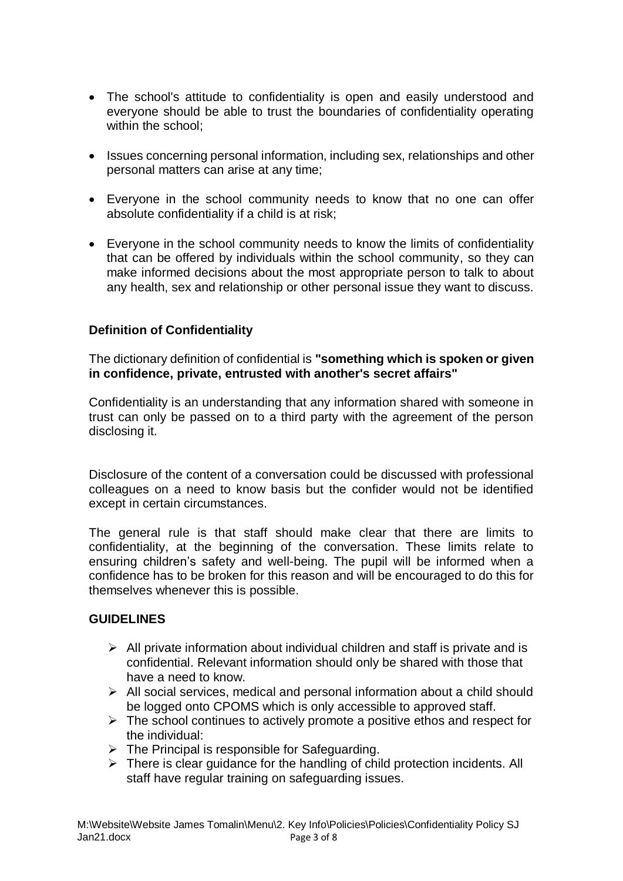- The school's attitude to confidentiality is open and easily understood and everyone should be able to trust the boundaries of confidentiality operating within the school;

- Issues concerning personal information, including sex, relationships and other personal matters can arise at any time;

- Everyone in the school community needs to know that no one can offer absolute confidentiality if a child is at risk;

- Everyone in the school community needs to know the limits of confidentiality that can be offered by individuals within the school community, so they can make informed decisions about the most appropriate person to talk to about any health, sex and relationship or other personal issue they want to discuss.

### Definition of Confidentiality

The dictionary definition of confidential is **"something which is spoken or given in confidence, private, entrusted with another's secret affairs"**

Confidentiality is an understanding that any information shared with someone in trust can only be passed on to a third party with the agreement of the person disclosing it.

Disclosure of the content of a conversation could be discussed with professional colleagues on a need to know basis but the confider would not be identified except in certain circumstances.

The general rule is that staff should make clear that there are limits to confidentiality, at the beginning of the conversation. These limits relate to ensuring children's safety and well-being. The pupil will be informed when a confidence has to be broken for this reason and will be encouraged to do this for themselves whenever this is possible.

### GUIDELINES

- All private information about individual children and staff is private and is confidential. Relevant information should only be shared with those that have a need to know.
- All social services, medical and personal information about a child should be logged onto CPOMS which is only accessible to approved staff.
- The school continues to actively promote a positive ethos and respect for the individual:
- The Principal is responsible for Safeguarding.
- There is clear guidance for the handling of child protection incidents. All staff have regular training on safeguarding issues.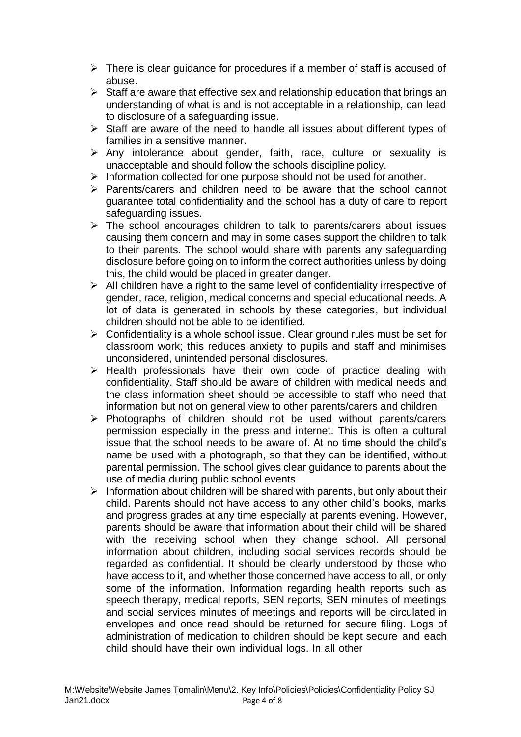- There is clear guidance for procedures if a member of staff is accused of abuse.
- Staff are aware that effective sex and relationship education that brings an understanding of what is and is not acceptable in a relationship, can lead to disclosure of a safeguarding issue.
- Staff are aware of the need to handle all issues about different types of families in a sensitive manner.
- Any intolerance about gender, faith, race, culture or sexuality is unacceptable and should follow the schools discipline policy.
- Information collected for one purpose should not be used for another.
- Parents/carers and children need to be aware that the school cannot guarantee total confidentiality and the school has a duty of care to report safeguarding issues.
- The school encourages children to talk to parents/carers about issues causing them concern and may in some cases support the children to talk to their parents. The school would share with parents any safeguarding disclosure before going on to inform the correct authorities unless by doing this, the child would be placed in greater danger.
- All children have a right to the same level of confidentiality irrespective of gender, race, religion, medical concerns and special educational needs. A lot of data is generated in schools by these categories, but individual children should not be able to be identified.
- Confidentiality is a whole school issue. Clear ground rules must be set for classroom work; this reduces anxiety to pupils and staff and minimises unconsidered, unintended personal disclosures.
- Health professionals have their own code of practice dealing with confidentiality. Staff should be aware of children with medical needs and the class information sheet should be accessible to staff who need that information but not on general view to other parents/carers and children
- Photographs of children should not be used without parents/carers permission especially in the press and internet. This is often a cultural issue that the school needs to be aware of. At no time should the child's name be used with a photograph, so that they can be identified, without parental permission. The school gives clear guidance to parents about the use of media during public school events
- Information about children will be shared with parents, but only about their child. Parents should not have access to any other child's books, marks and progress grades at any time especially at parents evening. However, parents should be aware that information about their child will be shared with the receiving school when they change school. All personal information about children, including social services records should be regarded as confidential. It should be clearly understood by those who have access to it, and whether those concerned have access to all, or only some of the information. Information regarding health reports such as speech therapy, medical reports, SEN reports, SEN minutes of meetings and social services minutes of meetings and reports will be circulated in envelopes and once read should be returned for secure filing. Logs of administration of medication to children should be kept secure and each child should have their own individual logs. In all other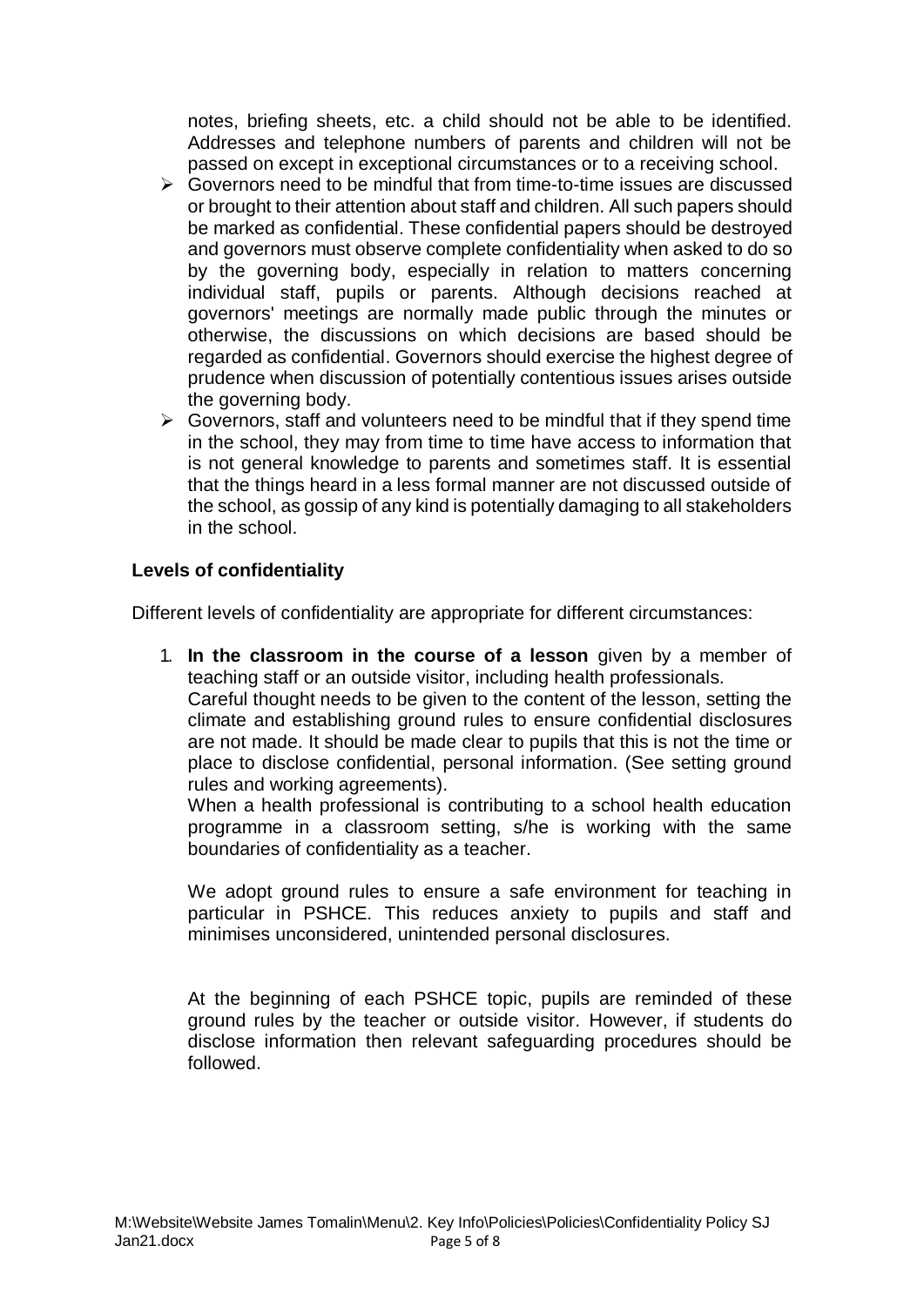notes, briefing sheets, etc. a child should not be able to be identified. Addresses and telephone numbers of parents and children will not be passed on except in exceptional circumstances or to a receiving school.

- Governors need to be mindful that from time-to-time issues are discussed or brought to their attention about staff and children. All such papers should be marked as confidential. These confidential papers should be destroyed and governors must observe complete confidentiality when asked to do so by the governing body, especially in relation to matters concerning individual staff, pupils or parents. Although decisions reached at governors' meetings are normally made public through the minutes or otherwise, the discussions on which decisions are based should be regarded as confidential. Governors should exercise the highest degree of prudence when discussion of potentially contentious issues arises outside the governing body.
- Governors, staff and volunteers need to be mindful that if they spend time in the school, they may from time to time have access to information that is not general knowledge to parents and sometimes staff. It is essential that the things heard in a less formal manner are not discussed outside of the school, as gossip of any kind is potentially damaging to all stakeholders in the school.

**Levels of confidentiality**

Different levels of confidentiality are appropriate for different circumstances:

1. **In the classroom in the course of a lesson** given by a member of teaching staff or an outside visitor, including health professionals.
   Careful thought needs to be given to the content of the lesson, setting the climate and establishing ground rules to ensure confidential disclosures are not made. It should be made clear to pupils that this is not the time or place to disclose confidential, personal information. (See setting ground rules and working agreements).
   When a health professional is contributing to a school health education programme in a classroom setting, s/he is working with the same boundaries of confidentiality as a teacher.

   We adopt ground rules to ensure a safe environment for teaching in particular in PSHCE. This reduces anxiety to pupils and staff and minimises unconsidered, unintended personal disclosures.

   At the beginning of each PSHCE topic, pupils are reminded of these ground rules by the teacher or outside visitor. However, if students do disclose information then relevant safeguarding procedures should be followed.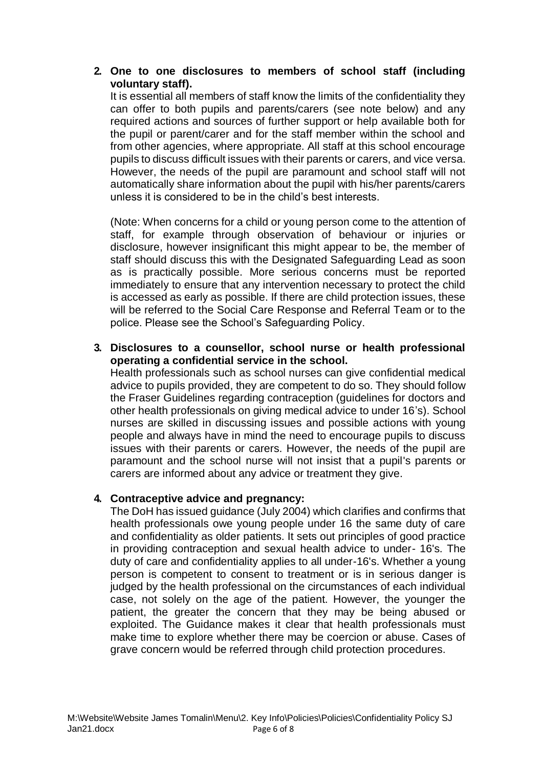2. **One to one disclosures to members of school staff (including voluntary staff).**

   It is essential all members of staff know the limits of the confidentiality they can offer to both pupils and parents/carers (see note below) and any required actions and sources of further support or help available both for the pupil or parent/carer and for the staff member within the school and from other agencies, where appropriate. All staff at this school encourage pupils to discuss difficult issues with their parents or carers, and vice versa. However, the needs of the pupil are paramount and school staff will not automatically share information about the pupil with his/her parents/carers unless it is considered to be in the child's best interests.

   (Note: When concerns for a child or young person come to the attention of staff, for example through observation of behaviour or injuries or disclosure, however insignificant this might appear to be, the member of staff should discuss this with the Designated Safeguarding Lead as soon as is practically possible. More serious concerns must be reported immediately to ensure that any intervention necessary to protect the child is accessed as early as possible. If there are child protection issues, these will be referred to the Social Care Response and Referral Team or to the police. Please see the School's Safeguarding Policy.

3. **Disclosures to a counsellor, school nurse or health professional operating a confidential service in the school.**

   Health professionals such as school nurses can give confidential medical advice to pupils provided, they are competent to do so. They should follow the Fraser Guidelines regarding contraception (guidelines for doctors and other health professionals on giving medical advice to under 16's). School nurses are skilled in discussing issues and possible actions with young people and always have in mind the need to encourage pupils to discuss issues with their parents or carers. However, the needs of the pupil are paramount and the school nurse will not insist that a pupil's parents or carers are informed about any advice or treatment they give.

4. **Contraceptive advice and pregnancy:**

   The DoH has issued guidance (July 2004) which clarifies and confirms that health professionals owe young people under 16 the same duty of care and confidentiality as older patients. It sets out principles of good practice in providing contraception and sexual health advice to under- 16's. The duty of care and confidentiality applies to all under-16's. Whether a young person is competent to consent to treatment or is in serious danger is judged by the health professional on the circumstances of each individual case, not solely on the age of the patient. However, the younger the patient, the greater the concern that they may be being abused or exploited. The Guidance makes it clear that health professionals must make time to explore whether there may be coercion or abuse. Cases of grave concern would be referred through child protection procedures.

M:\Website\Website James Tomalin\Menu\2. Key Info\Policies\Policies\Confidentiality Policy SJ Jan21.docx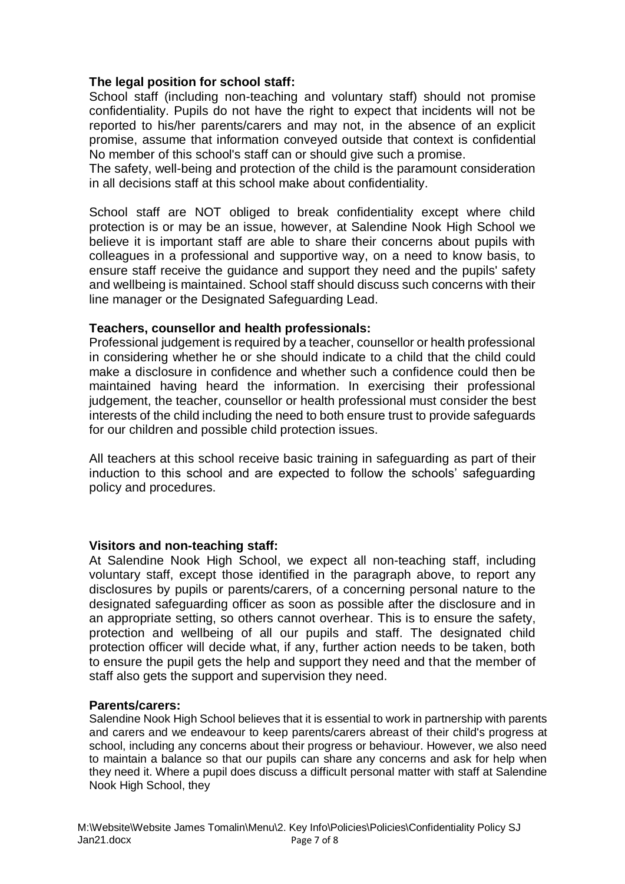**The legal position for school staff:**
School staff (including non-teaching and voluntary staff) should not promise confidentiality. Pupils do not have the right to expect that incidents will not be reported to his/her parents/carers and may not, in the absence of an explicit promise, assume that information conveyed outside that context is confidential No member of this school's staff can or should give such a promise.
The safety, well-being and protection of the child is the paramount consideration in all decisions staff at this school make about confidentiality.

School staff are NOT obliged to break confidentiality except where child protection is or may be an issue, however, at Salendine Nook High School we believe it is important staff are able to share their concerns about pupils with colleagues in a professional and supportive way, on a need to know basis, to ensure staff receive the guidance and support they need and the pupils' safety and wellbeing is maintained. School staff should discuss such concerns with their line manager or the Designated Safeguarding Lead.

**Teachers, counsellor and health professionals:**
Professional judgement is required by a teacher, counsellor or health professional in considering whether he or she should indicate to a child that the child could make a disclosure in confidence and whether such a confidence could then be maintained having heard the information. In exercising their professional judgement, the teacher, counsellor or health professional must consider the best interests of the child including the need to both ensure trust to provide safeguards for our children and possible child protection issues.

All teachers at this school receive basic training in safeguarding as part of their induction to this school and are expected to follow the schools' safeguarding policy and procedures.

**Visitors and non-teaching staff:**
At Salendine Nook High School, we expect all non-teaching staff, including voluntary staff, except those identified in the paragraph above, to report any disclosures by pupils or parents/carers, of a concerning personal nature to the designated safeguarding officer as soon as possible after the disclosure and in an appropriate setting, so others cannot overhear. This is to ensure the safety, protection and wellbeing of all our pupils and staff. The designated child protection officer will decide what, if any, further action needs to be taken, both to ensure the pupil gets the help and support they need and that the member of staff also gets the support and supervision they need.

**Parents/carers:**
Salendine Nook High School believes that it is essential to work in partnership with parents and carers and we endeavour to keep parents/carers abreast of their child's progress at school, including any concerns about their progress or behaviour. However, we also need to maintain a balance so that our pupils can share any concerns and ask for help when they need it. Where a pupil does discuss a difficult personal matter with staff at Salendine Nook High School, they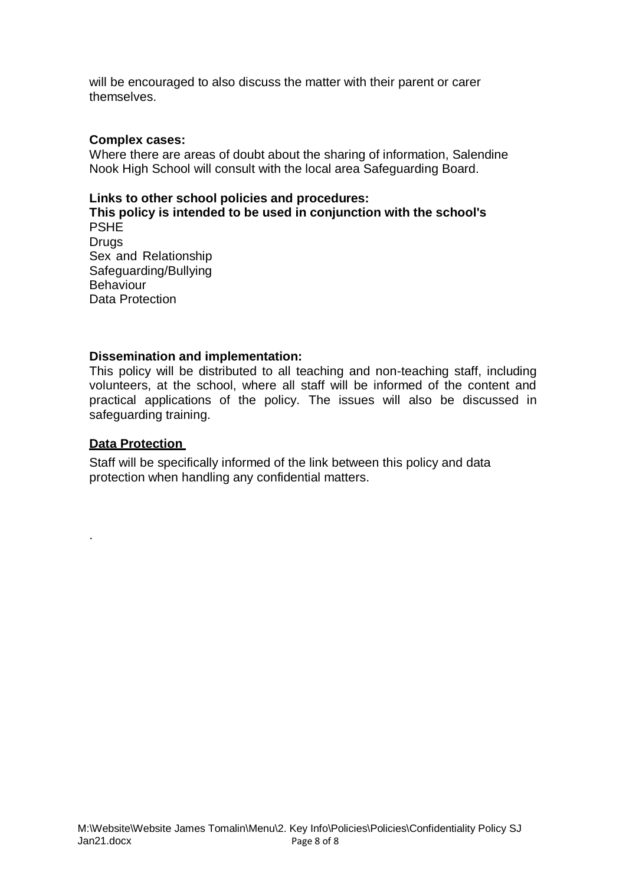will be encouraged to also discuss the matter with their parent or carer themselves.

**Complex cases:**
Where there are areas of doubt about the sharing of information, Salendine Nook High School will consult with the local area Safeguarding Board.

**Links to other school policies and procedures:**
**This policy is intended to be used in conjunction with the school's**
PSHE
Drugs
Sex and Relationship
Safeguarding/Bullying
Behaviour
Data Protection

**Dissemination and implementation:**
This policy will be distributed to all teaching and non-teaching staff, including volunteers, at the school, where all staff will be informed of the content and practical applications of the policy. The issues will also be discussed in safeguarding training.

**Data Protection**

Staff will be specifically informed of the link between this policy and data protection when handling any confidential matters.

.